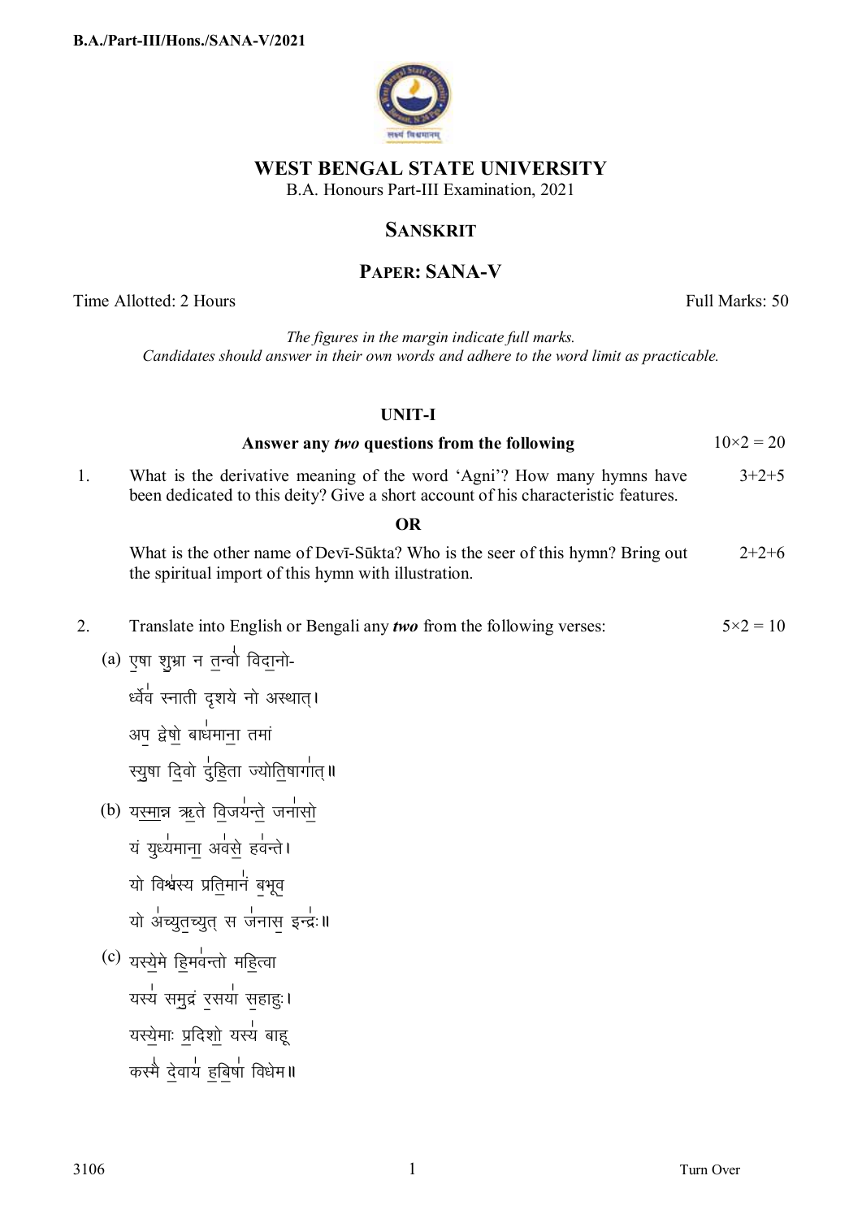# WEST BENGAL STATE UNIVERSITY

B.A. Honours Part-III Examination, 2021

## SANSKRIT

## PAPER: SANA-V

Time Allotted: 2 Hours | Full Marks: 50

*The figures in the margin indicate full marks.*
*Candidates should answer in their own words and adhere to the word limit as practicable.*

### UNIT-I

**Answer any *two* questions from the following** — 10×2 = 20

1. What is the derivative meaning of the word 'Agni'? How many hymns have been dedicated to this deity? Give a short account of his characteristic features. — 3+2+5

**OR**

What is the other name of Devī-Sūkta? Who is the seer of this hymn? Bring out the spiritual import of this hymn with illustration. — 2+2+6

2. Translate into English or Bengali any ***two*** from the following verses: — 5×2 = 10

(a) एषा शुभ्रा न तन्वो विदानो-
ध्र्वेव स्नाती दृशये नो अस्थात्।
अप द्वेषो बाधमाना तमां
स्युषा दिवो दुहिता ज्योतिषागात्॥

(b) यस्मान्न ऋते विजयन्ते जनासो
यं युध्यमाना अवसे हवन्ते।
यो विश्वस्य प्रतिमानं बभूव
यो अच्युतच्युत् स जनास इन्द्रः॥

(c) यस्येमे हिमवन्तो महित्वा
यस्य समुद्रं रसया सहाहुः।
यस्येमाः प्रदिशो यस्य बाहू
कस्मै देवाय हविषा विधेम॥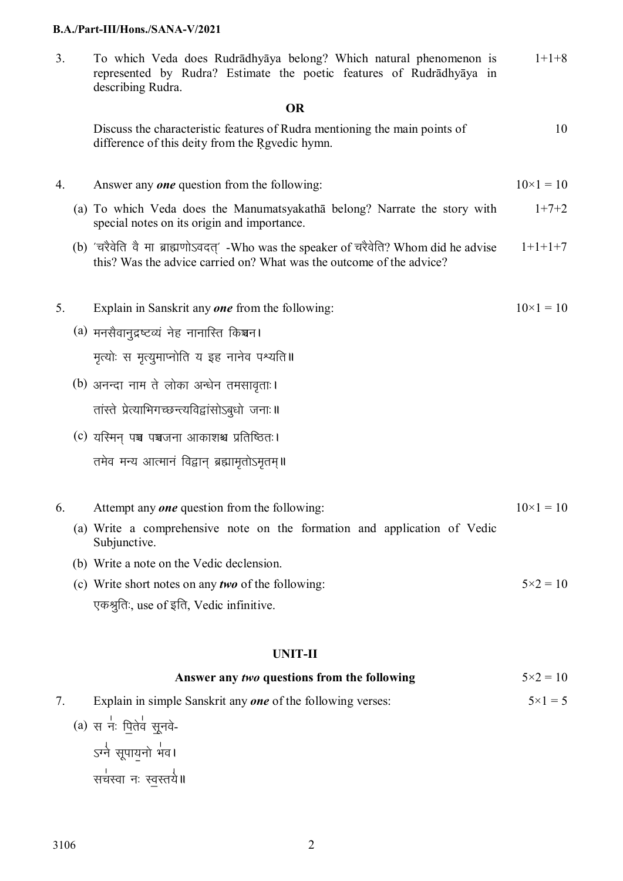3. To which Veda does Rudrādhyāya belong? Which natural phenomenon is represented by Rudra? Estimate the poetic features of Rudrādhyāya in describing Rudra. 1+1+8

**OR**

Discuss the characteristic features of Rudra mentioning the main points of difference of this deity from the Ṛgvedic hymn. 10

4. Answer any ***one*** question from the following: 10×1 = 10

(a) To which Veda does the Manumatsyakathā belong? Narrate the story with special notes on its origin and importance. 1+7+2

(b) 'चरैवेति वै मा ब्राह्मणोऽवदत्' -Who was the speaker of चरैवेति? Whom did he advise this? Was the advice carried on? What was the outcome of the advice? 1+1+1+7

5. Explain in Sanskrit any ***one*** from the following: 10×1 = 10

(a) मनसैवानुद्रष्टव्यं नेह नानास्ति किञ्चन।
मृत्योः स मृत्युमाप्नोति य इह नानेव पश्यति॥

(b) अनन्दा नाम ते लोका अन्धेन तमसावृताः।
तांस्ते प्रेत्याभिगच्छन्त्यविद्वांसोऽबुधो जनाः॥

(c) यस्मिन् पञ्च पञ्चजना आकाशश्च प्रतिष्ठितः।
तमेव मन्य आत्मानं विद्वान् ब्रह्मामृतोऽमृतम्॥

6. Attempt any ***one*** question from the following: 10×1 = 10

(a) Write a comprehensive note on the formation and application of Vedic Subjunctive.

(b) Write a note on the Vedic declension.

(c) Write short notes on any ***two*** of the following: 5×2 = 10
एकश्रुतिः, use of इति, Vedic infinitive.

## UNIT-II

**Answer any *two* questions from the following** 5×2 = 10

7. Explain in simple Sanskrit any ***one*** of the following verses: 5×1 = 5

(a) स नः पितेव सूनवे-
ऽग्ने सूपायनो भव।
सचस्वा नः स्वस्तये॥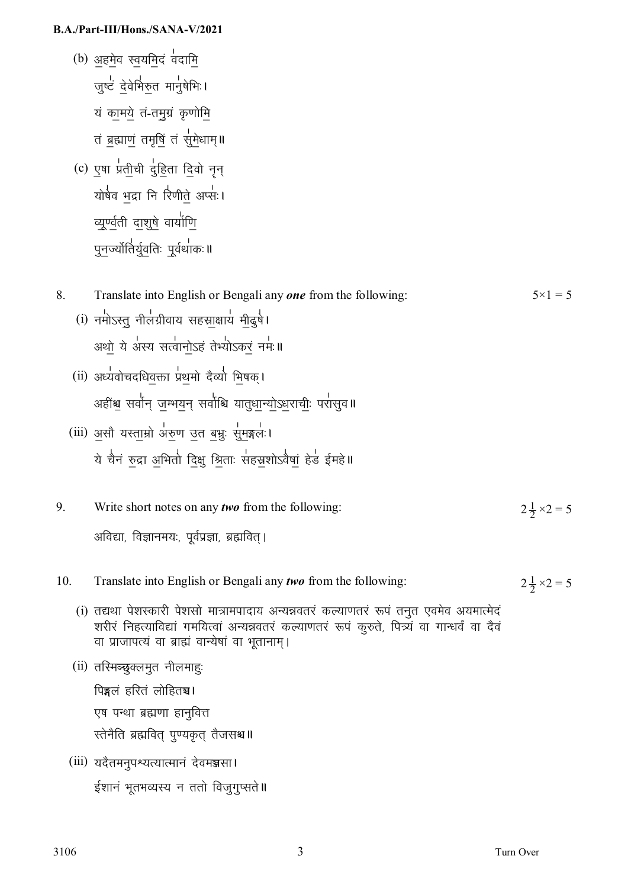(b) अहमेव स्वयमिदं वदामि
जुष्टं देवेभिरुत मानुषेभिः।
यं कामये तं-तमुग्रं कृणोमि
तं ब्रह्माणं तमृषिं तं सुमेधाम्॥

(c) एषा प्रतीची दुहिता दिवो नॄन्
योषेव भद्रा नि रिणीते अप्सः।
व्यूर्ण्वती दाशुषे वार्याणि
पुनर्ज्योतिर्युवतिः पूर्वथाकः॥

8. Translate into English or Bengali any ***one*** from the following: 5×1 = 5

(i) नमोऽस्तु नीलग्रीवाय सहस्राक्षाय मीढुषे।
अथो ये अस्य सत्वानोऽहं तेभ्योऽकरं नमः॥

(ii) अध्यवोचदधिवक्ता प्रथमो दैव्यो भिषक्।
अहींश्च सर्वान् जम्भयन् सर्वाश्च यातुधान्योऽधराचीः परासुव॥

(iii) असौ यस्ताम्रो अरुण उत बभ्रुः सुमङ्गलः।
ये चैनं रुद्रा अभितो दिक्षु श्रिताः सहस्रशोऽवैषां हेड ईमहे॥

9. Write short notes on any ***two*** from the following: $2\frac{1}{2}\times2 = 5$

अविद्या, विज्ञानमयः, पूर्वप्रज्ञा, ब्रह्मवित्।

10. Translate into English or Bengali any ***two*** from the following: $2\frac{1}{2}\times2 = 5$

(i) तद्यथा पेशस्कारी पेशसो मात्रामपादाय अन्यन्नवतरं कल्याणतरं रूपं तनुत एवमेव अयमात्मेदं शरीरं निहत्याविद्यां गमयित्वां अन्यन्नवतरं कल्याणतरं रूपं कुरुते, पित्र्यं वा गान्धर्वं वा दैवं वा प्राजापत्यं वा ब्राह्मं वान्येषां वा भूतानाम्।

(ii) तस्मिञ्छुक्लमुत नीलमाहुः
पिङ्गलं हरितं लोहितञ्च।
एष पन्था ब्रह्मणा हानुवित्त
स्तेनैति ब्रह्मवित् पुण्यकृत् तैजसश्च॥

(iii) यदैतमनुपश्यत्यात्मानं देवमञ्जसा।
ईशानं भूतभव्यस्य न ततो विजुगुप्सते॥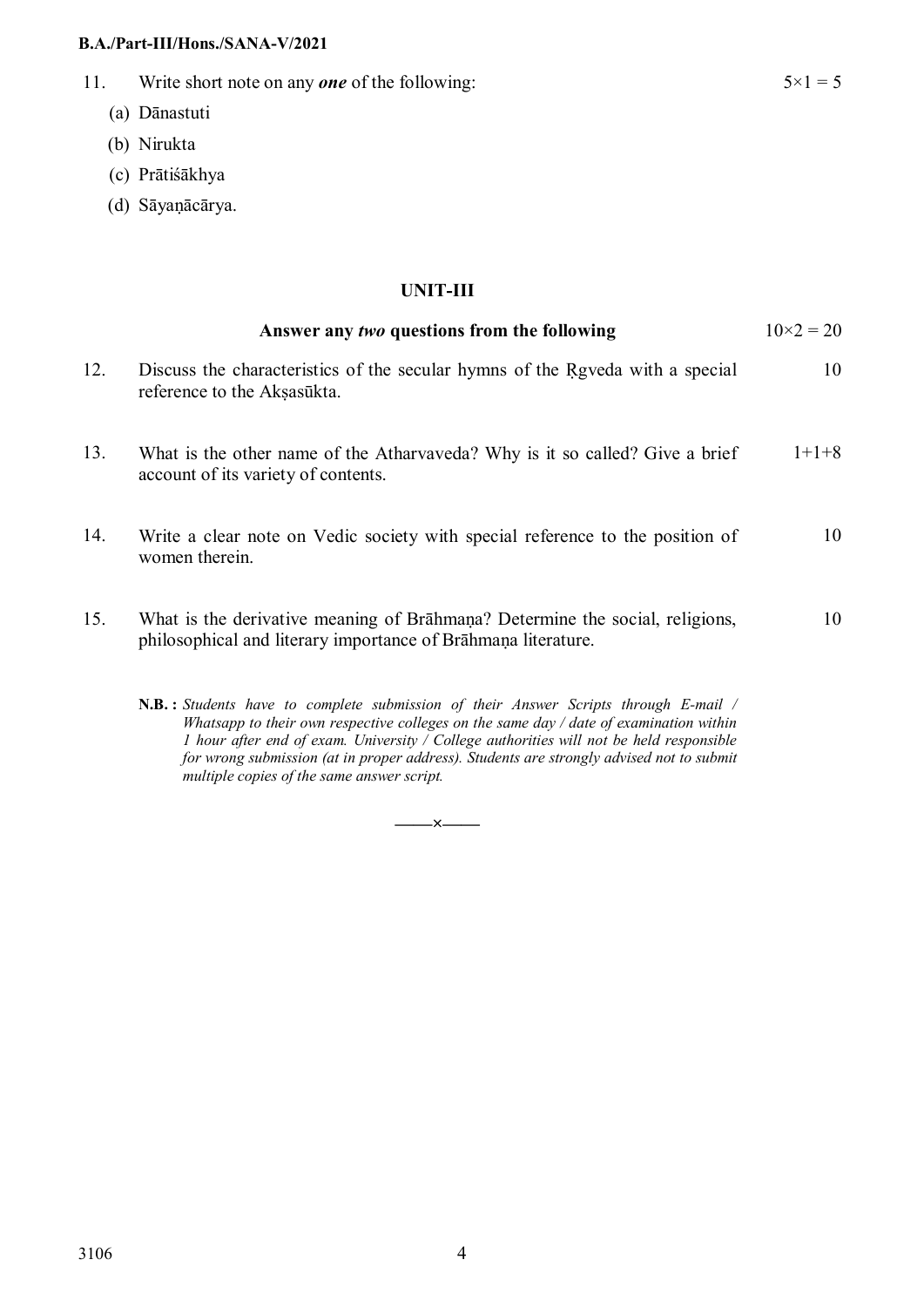11. Write short note on any ***one*** of the following: 5×1 = 5

    (a) Dānastuti

    (b) Nirukta

    (c) Prātiśākhya

    (d) Sāyaṇācārya.

## UNIT-III

**Answer any *two* questions from the following** 10×2 = 20

12. Discuss the characteristics of the secular hymns of the Ṛgveda with a special reference to the Akṣasūkta. 10

13. What is the other name of the Atharvaveda? Why is it so called? Give a brief account of its variety of contents. 1+1+8

14. Write a clear note on Vedic society with special reference to the position of women therein. 10

15. What is the derivative meaning of Brāhmaṇa? Determine the social, religions, philosophical and literary importance of Brāhmaṇa literature. 10

**N.B. :** *Students have to complete submission of their Answer Scripts through E-mail / Whatsapp to their own respective colleges on the same day / date of examination within 1 hour after end of exam. University / College authorities will not be held responsible for wrong submission (at in proper address). Students are strongly advised not to submit multiple copies of the same answer script.*

——×——